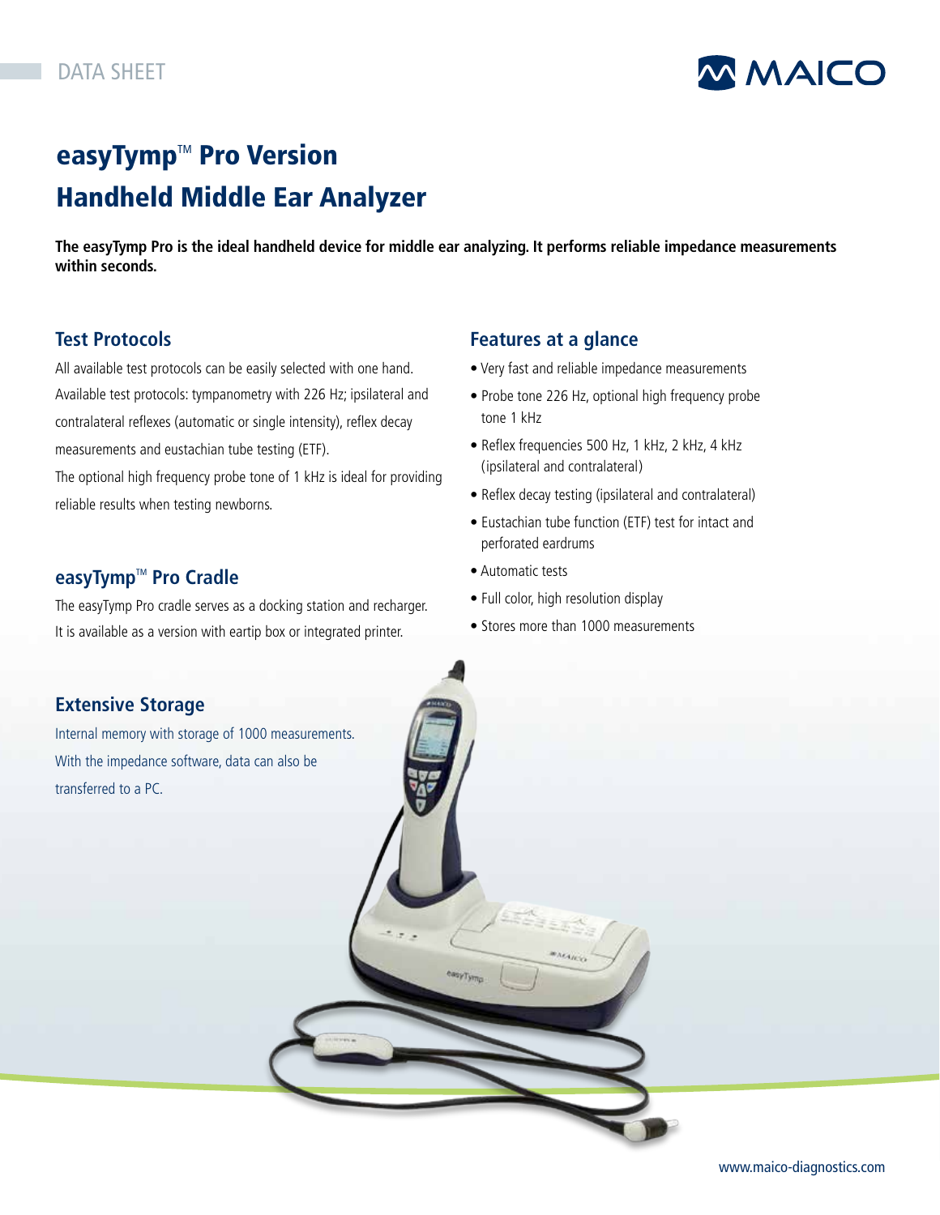DATA SHEET

# easyTymp™ Pro Version
# Handheld Middle Ear Analyzer

**The easyTymp Pro is the ideal handheld device for middle ear analyzing. It performs reliable impedance measurements within seconds.**

## Test Protocols

All available test protocols can be easily selected with one hand. Available test protocols: tympanometry with 226 Hz; ipsilateral and contralateral reflexes (automatic or single intensity), reflex decay measurements and eustachian tube testing (ETF).
The optional high frequency probe tone of 1 kHz is ideal for providing reliable results when testing newborns.

## easyTymp™ Pro Cradle

The easyTymp Pro cradle serves as a docking station and recharger. It is available as a version with eartip box or integrated printer.

## Extensive Storage

Internal memory with storage of 1000 measurements. With the impedance software, data can also be transferred to a PC.

## Features at a glance

- Very fast and reliable impedance measurements
- Probe tone 226 Hz, optional high frequency probe tone 1 kHz
- Reflex frequencies 500 Hz, 1 kHz, 2 kHz, 4 kHz (ipsilateral and contralateral)
- Reflex decay testing (ipsilateral and contralateral)
- Eustachian tube function (ETF) test for intact and perforated eardrums
- Automatic tests
- Full color, high resolution display
- Stores more than 1000 measurements

www.maico-diagnostics.com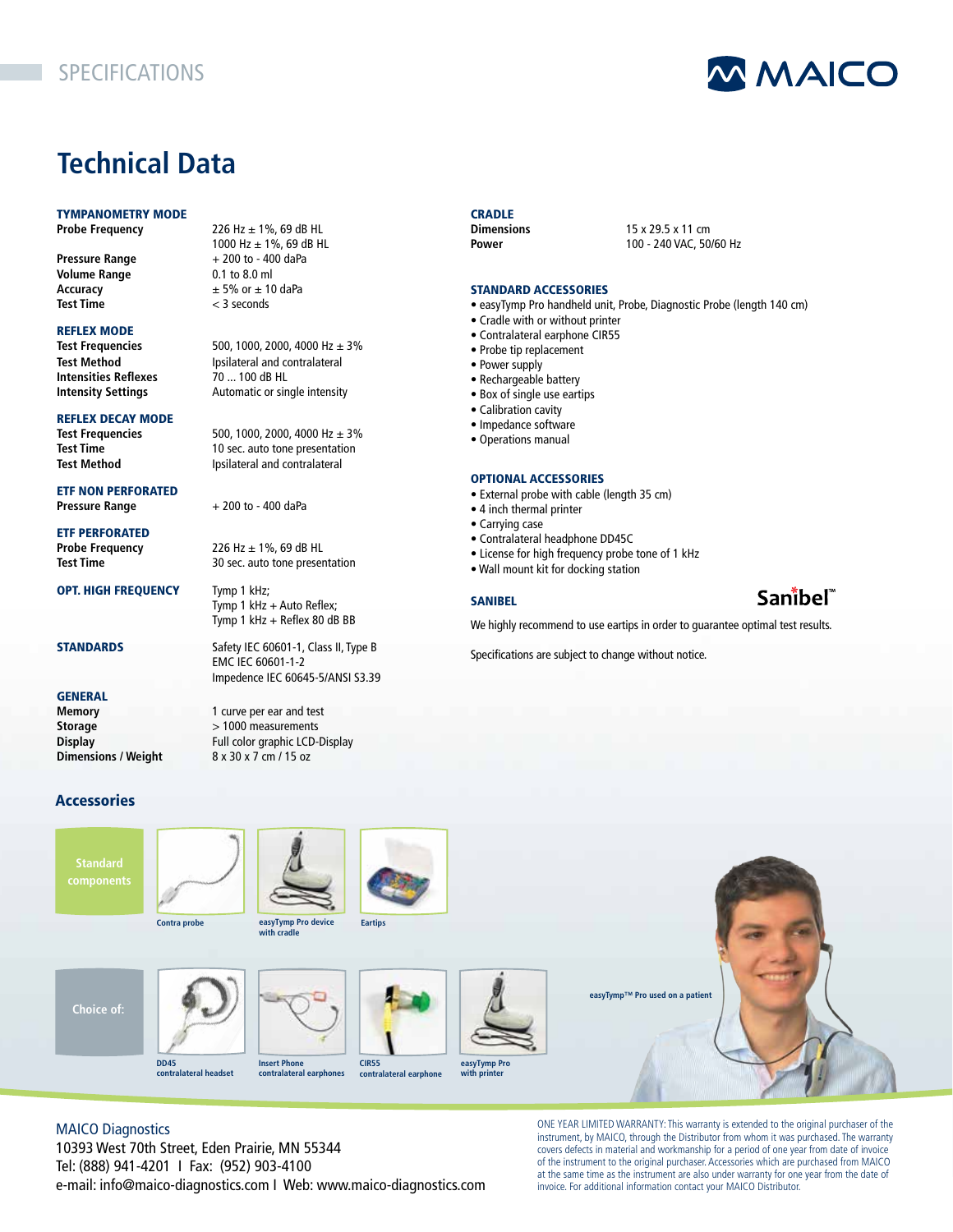# Technical Data

| | |
|---|---|
| **TYMPANOMETRY MODE** | |
| **Probe Frequency** | 226 Hz ± 1%, 69 dB HL<br>1000 Hz ± 1%, 69 dB HL |
| **Pressure Range** | + 200 to - 400 daPa |
| **Volume Range** | 0.1 to 8.0 ml |
| **Accuracy** | ± 5% or ± 10 daPa |
| **Test Time** | < 3 seconds |
| **REFLEX MODE** | |
| **Test Frequencies** | 500, 1000, 2000, 4000 Hz ± 3% |
| **Test Method** | Ipsilateral and contralateral |
| **Intensities Reflexes** | 70 ... 100 dB HL |
| **Intensity Settings** | Automatic or single intensity |
| **REFLEX DECAY MODE** | |
| **Test Frequencies** | 500, 1000, 2000, 4000 Hz ± 3% |
| **Test Time** | 10 sec. auto tone presentation |
| **Test Method** | Ipsilateral and contralateral |
| **ETF NON PERFORATED** | |
| **Pressure Range** | + 200 to - 400 daPa |
| **ETF PERFORATED** | |
| **Probe Frequency** | 226 Hz ± 1%, 69 dB HL |
| **Test Time** | 30 sec. auto tone presentation |
| **OPT. HIGH FREQUENCY** | Tymp 1 kHz;<br>Tymp 1 kHz + Auto Reflex;<br>Tymp 1 kHz + Reflex 80 dB BB |
| **STANDARDS** | Safety IEC 60601-1, Class II, Type B<br>EMC IEC 60601-1-2<br>Impedence IEC 60645-5/ANSI S3.39 |
| **GENERAL** | |
| **Memory** | 1 curve per ear and test |
| **Storage** | > 1000 measurements |
| **Display** | Full color graphic LCD-Display |
| **Dimensions / Weight** | 8 x 30 x 7 cm / 15 oz |

| | |
|---|---|
| **CRADLE** | |
| **Dimensions** | 15 x 29.5 x 11 cm |
| **Power** | 100 - 240 VAC, 50/60 Hz |

### STANDARD ACCESSORIES

- easyTymp Pro handheld unit, Probe, Diagnostic Probe (length 140 cm)
- Cradle with or without printer
- Contralateral earphone CIR55
- Probe tip replacement
- Power supply
- Rechargeable battery
- Box of single use eartips
- Calibration cavity
- Impedance software
- Operations manual

### OPTIONAL ACCESSORIES

- External probe with cable (length 35 cm)
- 4 inch thermal printer
- Carrying case
- Contralateral headphone DD45C
- License for high frequency probe tone of 1 kHz
- Wall mount kit for docking station

### SANIBEL

Sanibel™

We highly recommend to use eartips in order to guarantee optimal test results.

Specifications are subject to change without notice.

## Accessories

Standard components

Contra probe

easyTymp Pro device with cradle

Eartips

Choice of:

DD45 contralateral headset

Insert Phone contralateral earphones

CIR55 contralateral earphone

easyTymp Pro with printer

easyTymp™ Pro used on a patient

MAICO Diagnostics
10393 West 70th Street, Eden Prairie, MN 55344
Tel: (888) 941-4201 I Fax: (952) 903-4100
e-mail: info@maico-diagnostics.com I Web: www.maico-diagnostics.com

ONE YEAR LIMITED WARRANTY: This warranty is extended to the original purchaser of the instrument, by MAICO, through the Distributor from whom it was purchased. The warranty covers defects in material and workmanship for a period of one year from date of invoice of the instrument to the original purchaser. Accessories which are purchased from MAICO at the same time as the instrument are also under warranty for one year from the date of invoice. For additional information contact your MAICO Distributor.